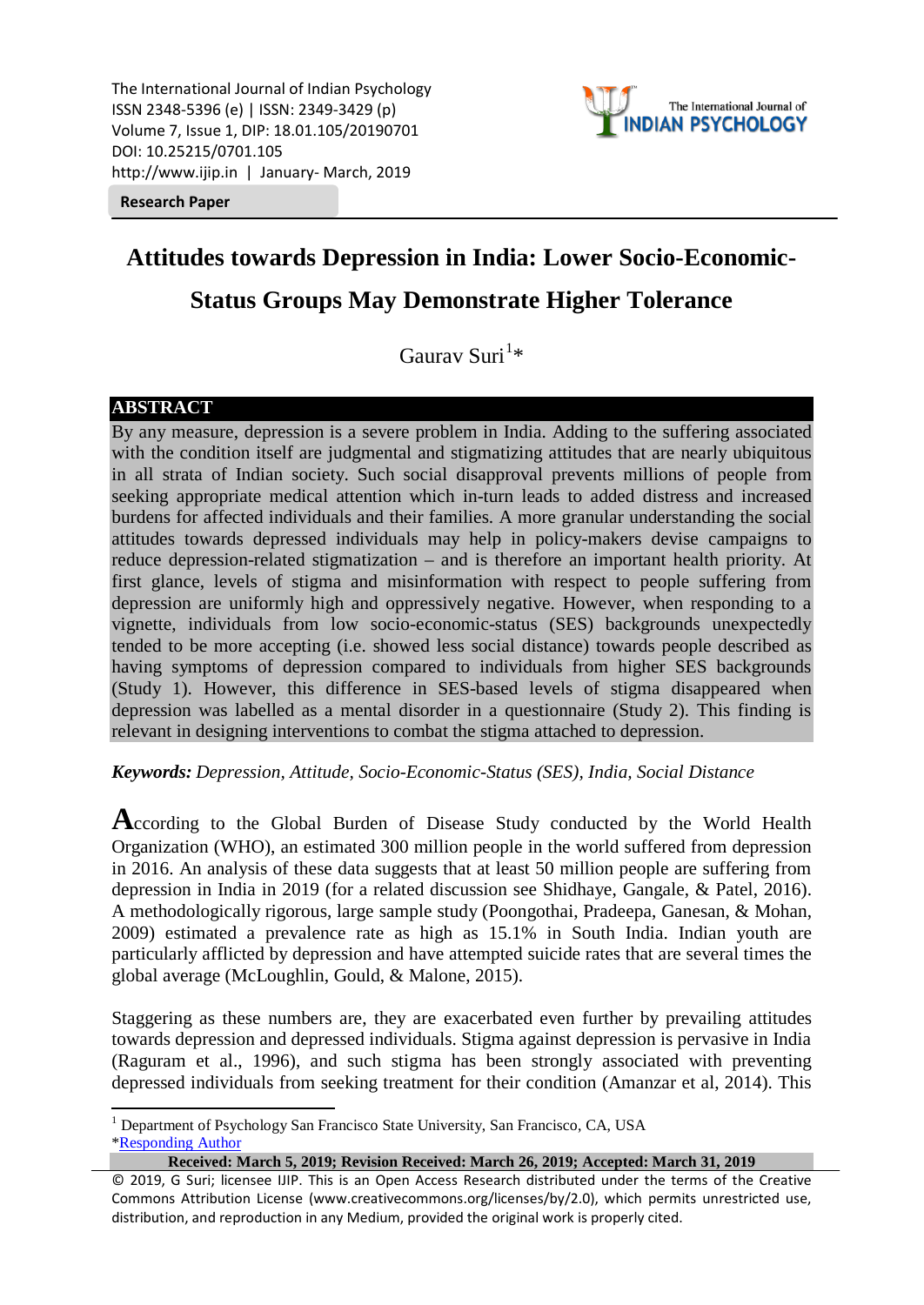The International Journal of Indian Psychology
ISSN 2348-5396 (e) | ISSN: 2349-3429 (p)
Volume 7, Issue 1, DIP: 18.01.105/20190701
DOI: 10.25215/0701.105
http://www.ijip.in | January- March, 2019

**Research Paper**

# Attitudes towards Depression in India: Lower Socio-Economic-Status Groups May Demonstrate Higher Tolerance

Gaurav Suri[1]*

## ABSTRACT

By any measure, depression is a severe problem in India. Adding to the suffering associated with the condition itself are judgmental and stigmatizing attitudes that are nearly ubiquitous in all strata of Indian society. Such social disapproval prevents millions of people from seeking appropriate medical attention which in-turn leads to added distress and increased burdens for affected individuals and their families. A more granular understanding the social attitudes towards depressed individuals may help in policy-makers devise campaigns to reduce depression-related stigmatization – and is therefore an important health priority. At first glance, levels of stigma and misinformation with respect to people suffering from depression are uniformly high and oppressively negative. However, when responding to a vignette, individuals from low socio-economic-status (SES) backgrounds unexpectedly tended to be more accepting (i.e. showed less social distance) towards people described as having symptoms of depression compared to individuals from higher SES backgrounds (Study 1). However, this difference in SES-based levels of stigma disappeared when depression was labelled as a mental disorder in a questionnaire (Study 2). This finding is relevant in designing interventions to combat the stigma attached to depression.

***Keywords:*** *Depression, Attitude, Socio-Economic-Status (SES), India, Social Distance*

According to the Global Burden of Disease Study conducted by the World Health Organization (WHO), an estimated 300 million people in the world suffered from depression in 2016. An analysis of these data suggests that at least 50 million people are suffering from depression in India in 2019 (for a related discussion see Shidhaye, Gangale, & Patel, 2016). A methodologically rigorous, large sample study (Poongothai, Pradeepa, Ganesan, & Mohan, 2009) estimated a prevalence rate as high as 15.1% in South India. Indian youth are particularly afflicted by depression and have attempted suicide rates that are several times the global average (McLoughlin, Gould, & Malone, 2015).

Staggering as these numbers are, they are exacerbated even further by prevailing attitudes towards depression and depressed individuals. Stigma against depression is pervasive in India (Raguram et al., 1996), and such stigma has been strongly associated with preventing depressed individuals from seeking treatment for their condition (Amanzar et al, 2014). This

---

[1] Department of Psychology San Francisco State University, San Francisco, CA, USA
*Responding Author

**Received: March 5, 2019; Revision Received: March 26, 2019; Accepted: March 31, 2019**

© 2019, G Suri; licensee IJIP. This is an Open Access Research distributed under the terms of the Creative Commons Attribution License (www.creativecommons.org/licenses/by/2.0), which permits unrestricted use, distribution, and reproduction in any Medium, provided the original work is properly cited.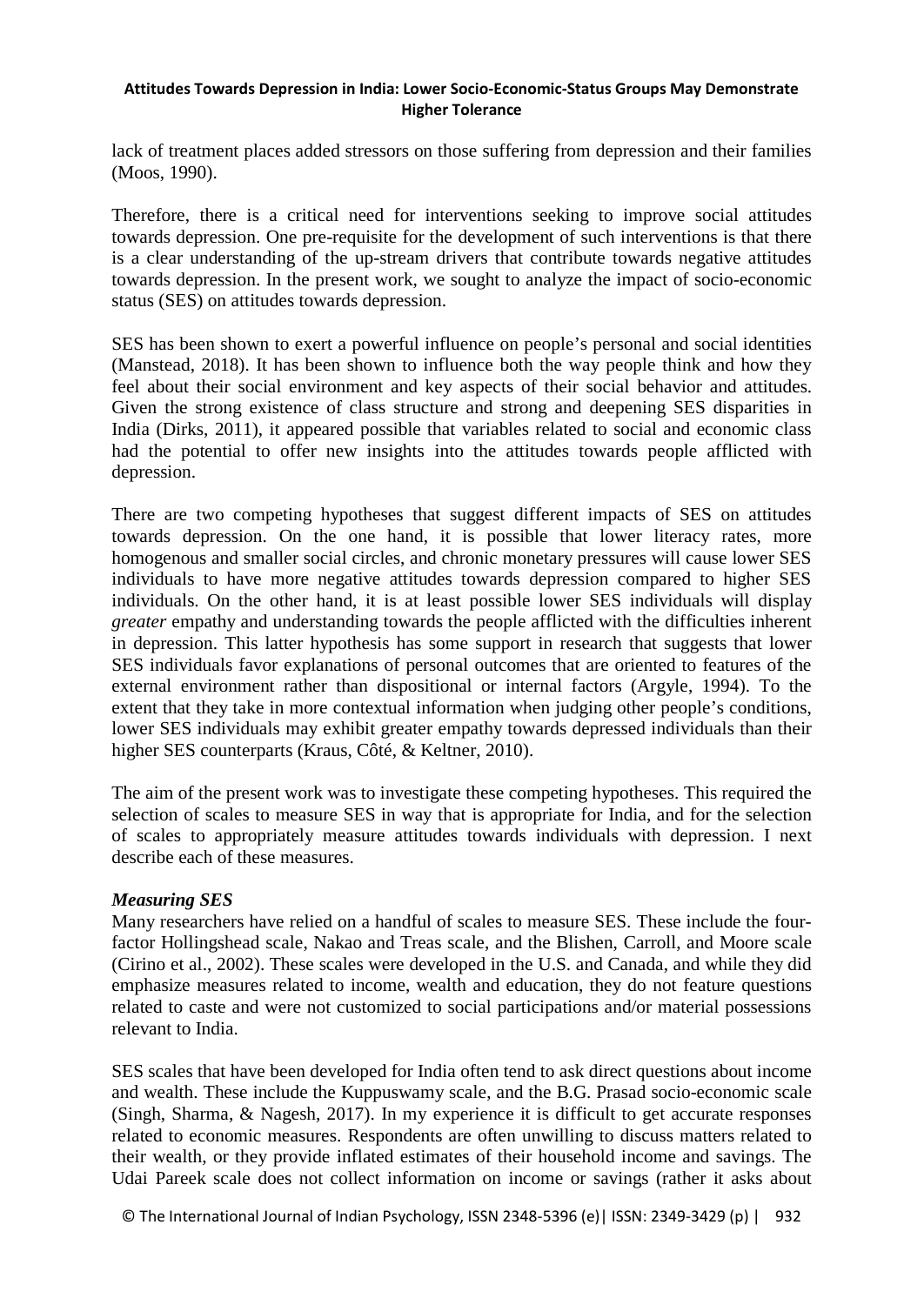lack of treatment places added stressors on those suffering from depression and their families (Moos, 1990).

Therefore, there is a critical need for interventions seeking to improve social attitudes towards depression. One pre-requisite for the development of such interventions is that there is a clear understanding of the up-stream drivers that contribute towards negative attitudes towards depression. In the present work, we sought to analyze the impact of socio-economic status (SES) on attitudes towards depression.

SES has been shown to exert a powerful influence on people's personal and social identities (Manstead, 2018). It has been shown to influence both the way people think and how they feel about their social environment and key aspects of their social behavior and attitudes. Given the strong existence of class structure and strong and deepening SES disparities in India (Dirks, 2011), it appeared possible that variables related to social and economic class had the potential to offer new insights into the attitudes towards people afflicted with depression.

There are two competing hypotheses that suggest different impacts of SES on attitudes towards depression. On the one hand, it is possible that lower literacy rates, more homogenous and smaller social circles, and chronic monetary pressures will cause lower SES individuals to have more negative attitudes towards depression compared to higher SES individuals. On the other hand, it is at least possible lower SES individuals will display *greater* empathy and understanding towards the people afflicted with the difficulties inherent in depression. This latter hypothesis has some support in research that suggests that lower SES individuals favor explanations of personal outcomes that are oriented to features of the external environment rather than dispositional or internal factors (Argyle, 1994). To the extent that they take in more contextual information when judging other people's conditions, lower SES individuals may exhibit greater empathy towards depressed individuals than their higher SES counterparts (Kraus, Côté, & Keltner, 2010).

The aim of the present work was to investigate these competing hypotheses. This required the selection of scales to measure SES in way that is appropriate for India, and for the selection of scales to appropriately measure attitudes towards individuals with depression. I next describe each of these measures.

***Measuring SES***

Many researchers have relied on a handful of scales to measure SES. These include the four-factor Hollingshead scale, Nakao and Treas scale, and the Blishen, Carroll, and Moore scale (Cirino et al., 2002). These scales were developed in the U.S. and Canada, and while they did emphasize measures related to income, wealth and education, they do not feature questions related to caste and were not customized to social participations and/or material possessions relevant to India.

SES scales that have been developed for India often tend to ask direct questions about income and wealth. These include the Kuppuswamy scale, and the B.G. Prasad socio-economic scale (Singh, Sharma, & Nagesh, 2017). In my experience it is difficult to get accurate responses related to economic measures. Respondents are often unwilling to discuss matters related to their wealth, or they provide inflated estimates of their household income and savings. The Udai Pareek scale does not collect information on income or savings (rather it asks about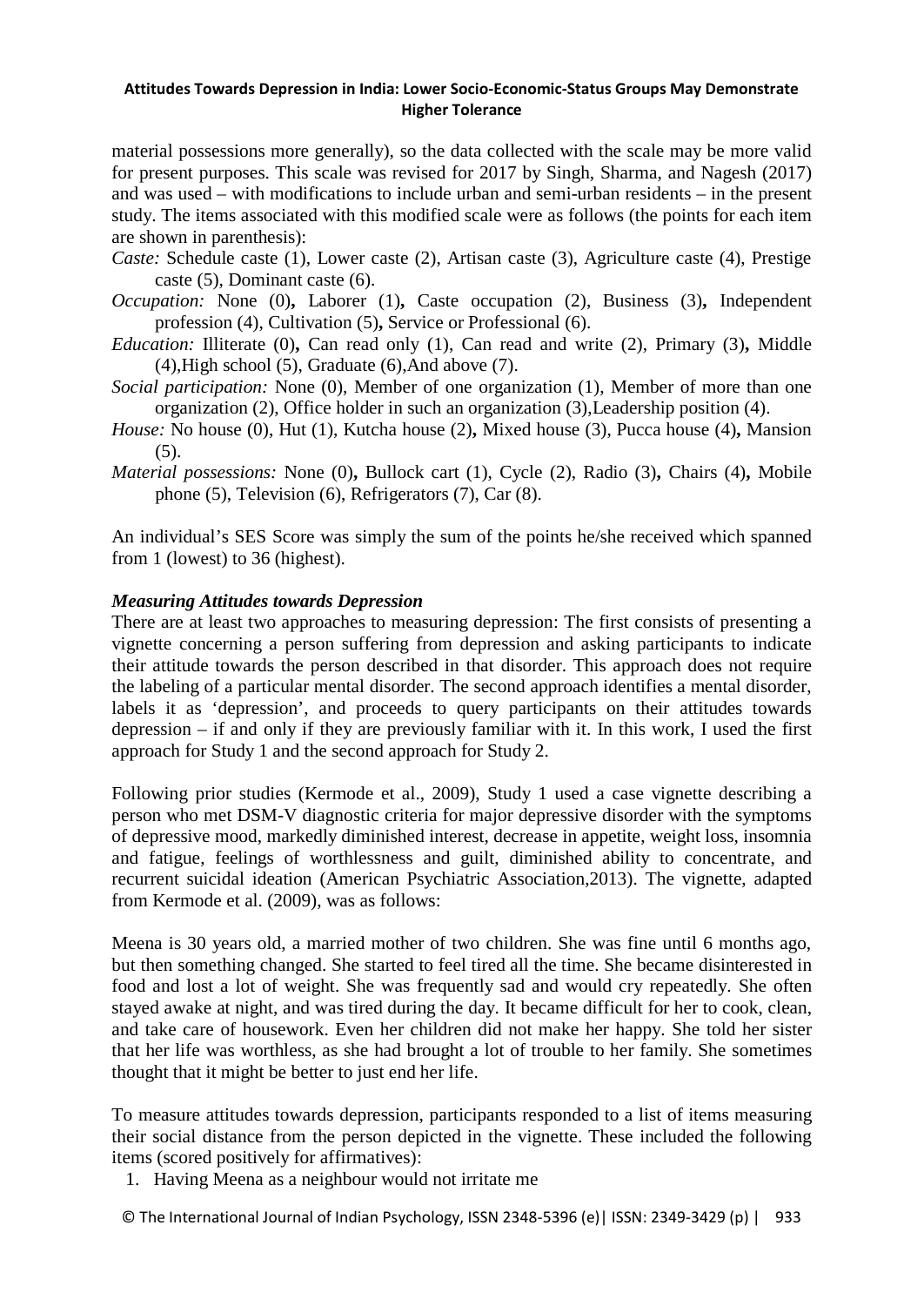material possessions more generally), so the data collected with the scale may be more valid for present purposes. This scale was revised for 2017 by Singh, Sharma, and Nagesh (2017) and was used – with modifications to include urban and semi-urban residents – in the present study. The items associated with this modified scale were as follows (the points for each item are shown in parenthesis):

*Caste:* Schedule caste (1), Lower caste (2), Artisan caste (3), Agriculture caste (4), Prestige caste (5), Dominant caste (6).

*Occupation:* None (0)**,** Laborer (1)**,** Caste occupation (2), Business (3)**,** Independent profession (4), Cultivation (5)**,** Service or Professional (6).

*Education:* Illiterate (0)**,** Can read only (1), Can read and write (2), Primary (3)**,** Middle (4),High school (5), Graduate (6),And above (7).

*Social participation:* None (0), Member of one organization (1), Member of more than one organization (2), Office holder in such an organization (3),Leadership position (4).

*House:* No house (0), Hut (1), Kutcha house (2)**,** Mixed house (3), Pucca house (4)**,** Mansion (5).

*Material possessions:* None (0)**,** Bullock cart (1), Cycle (2), Radio (3)**,** Chairs (4)**,** Mobile phone (5), Television (6), Refrigerators (7), Car (8).

An individual's SES Score was simply the sum of the points he/she received which spanned from 1 (lowest) to 36 (highest).

***Measuring Attitudes towards Depression***

There are at least two approaches to measuring depression: The first consists of presenting a vignette concerning a person suffering from depression and asking participants to indicate their attitude towards the person described in that disorder. This approach does not require the labeling of a particular mental disorder. The second approach identifies a mental disorder, labels it as 'depression', and proceeds to query participants on their attitudes towards depression – if and only if they are previously familiar with it. In this work, I used the first approach for Study 1 and the second approach for Study 2.

Following prior studies (Kermode et al., 2009), Study 1 used a case vignette describing a person who met DSM-V diagnostic criteria for major depressive disorder with the symptoms of depressive mood, markedly diminished interest, decrease in appetite, weight loss, insomnia and fatigue, feelings of worthlessness and guilt, diminished ability to concentrate, and recurrent suicidal ideation (American Psychiatric Association,2013). The vignette, adapted from Kermode et al. (2009), was as follows:

Meena is 30 years old, a married mother of two children. She was fine until 6 months ago, but then something changed. She started to feel tired all the time. She became disinterested in food and lost a lot of weight. She was frequently sad and would cry repeatedly. She often stayed awake at night, and was tired during the day. It became difficult for her to cook, clean, and take care of housework. Even her children did not make her happy. She told her sister that her life was worthless, as she had brought a lot of trouble to her family. She sometimes thought that it might be better to just end her life.

To measure attitudes towards depression, participants responded to a list of items measuring their social distance from the person depicted in the vignette. These included the following items (scored positively for affirmatives):

1. Having Meena as a neighbour would not irritate me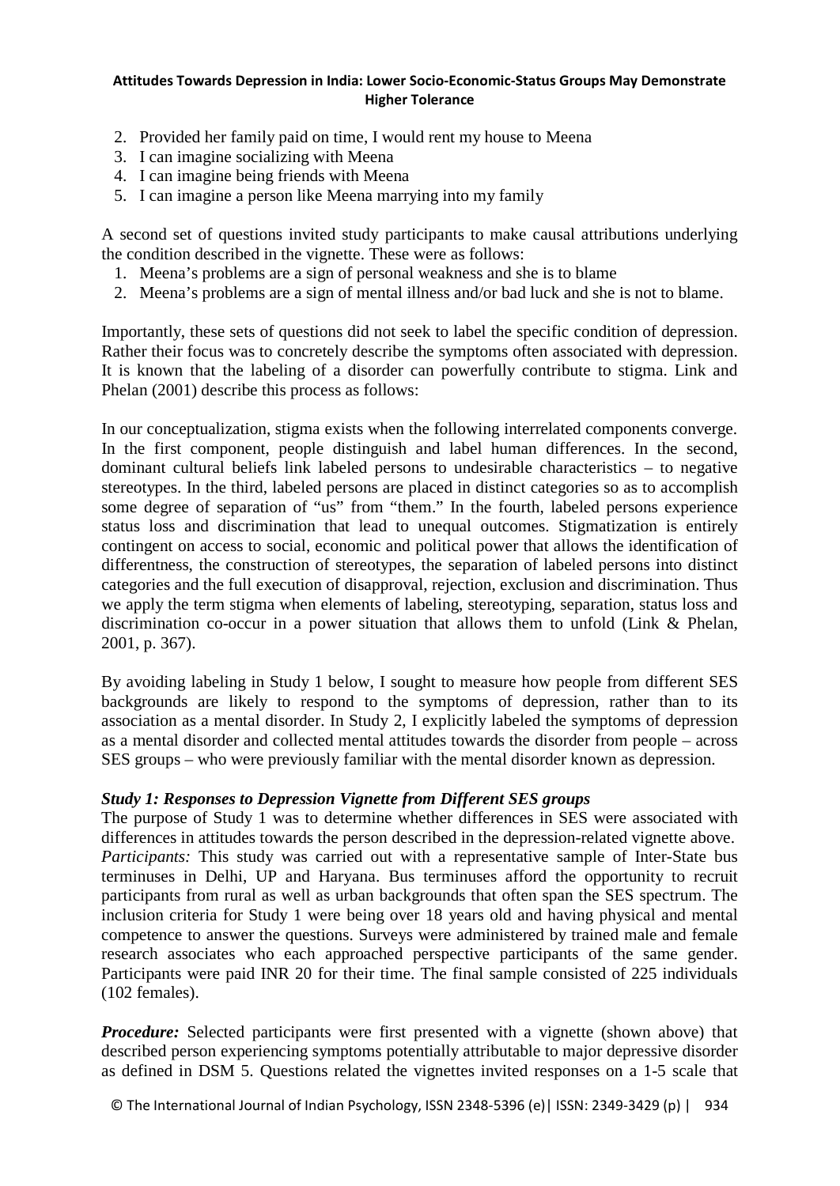2. Provided her family paid on time, I would rent my house to Meena
3. I can imagine socializing with Meena
4. I can imagine being friends with Meena
5. I can imagine a person like Meena marrying into my family

A second set of questions invited study participants to make causal attributions underlying the condition described in the vignette. These were as follows:

1. Meena's problems are a sign of personal weakness and she is to blame
2. Meena's problems are a sign of mental illness and/or bad luck and she is not to blame.

Importantly, these sets of questions did not seek to label the specific condition of depression. Rather their focus was to concretely describe the symptoms often associated with depression. It is known that the labeling of a disorder can powerfully contribute to stigma. Link and Phelan (2001) describe this process as follows:

In our conceptualization, stigma exists when the following interrelated components converge. In the first component, people distinguish and label human differences. In the second, dominant cultural beliefs link labeled persons to undesirable characteristics – to negative stereotypes. In the third, labeled persons are placed in distinct categories so as to accomplish some degree of separation of "us" from "them." In the fourth, labeled persons experience status loss and discrimination that lead to unequal outcomes. Stigmatization is entirely contingent on access to social, economic and political power that allows the identification of differentness, the construction of stereotypes, the separation of labeled persons into distinct categories and the full execution of disapproval, rejection, exclusion and discrimination. Thus we apply the term stigma when elements of labeling, stereotyping, separation, status loss and discrimination co-occur in a power situation that allows them to unfold (Link & Phelan, 2001, p. 367).

By avoiding labeling in Study 1 below, I sought to measure how people from different SES backgrounds are likely to respond to the symptoms of depression, rather than to its association as a mental disorder. In Study 2, I explicitly labeled the symptoms of depression as a mental disorder and collected mental attitudes towards the disorder from people – across SES groups – who were previously familiar with the mental disorder known as depression.

### *Study 1: Responses to Depression Vignette from Different SES groups*

The purpose of Study 1 was to determine whether differences in SES were associated with differences in attitudes towards the person described in the depression-related vignette above.
*Participants:* This study was carried out with a representative sample of Inter-State bus terminuses in Delhi, UP and Haryana. Bus terminuses afford the opportunity to recruit participants from rural as well as urban backgrounds that often span the SES spectrum. The inclusion criteria for Study 1 were being over 18 years old and having physical and mental competence to answer the questions. Surveys were administered by trained male and female research associates who each approached perspective participants of the same gender. Participants were paid INR 20 for their time. The final sample consisted of 225 individuals (102 females).

***Procedure:*** Selected participants were first presented with a vignette (shown above) that described person experiencing symptoms potentially attributable to major depressive disorder as defined in DSM 5. Questions related the vignettes invited responses on a 1-5 scale that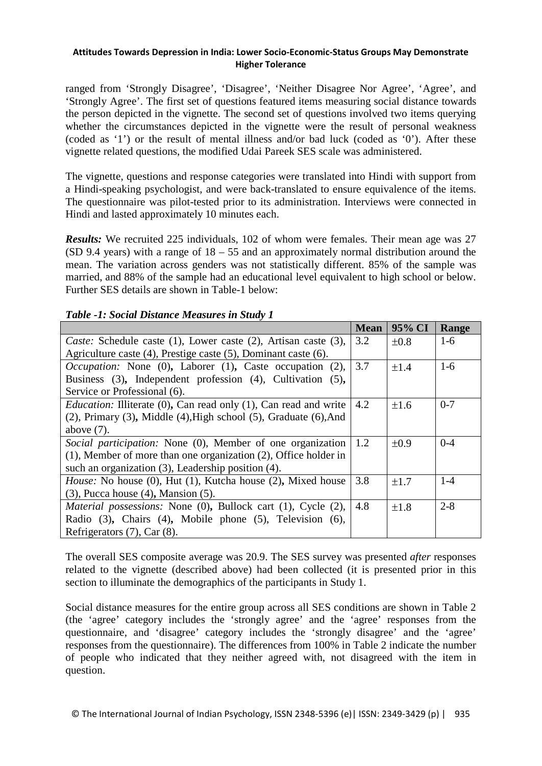ranged from 'Strongly Disagree', 'Disagree', 'Neither Disagree Nor Agree', 'Agree', and 'Strongly Agree'. The first set of questions featured items measuring social distance towards the person depicted in the vignette. The second set of questions involved two items querying whether the circumstances depicted in the vignette were the result of personal weakness (coded as '1') or the result of mental illness and/or bad luck (coded as '0'). After these vignette related questions, the modified Udai Pareek SES scale was administered.

The vignette, questions and response categories were translated into Hindi with support from a Hindi-speaking psychologist, and were back-translated to ensure equivalence of the items. The questionnaire was pilot-tested prior to its administration. Interviews were connected in Hindi and lasted approximately 10 minutes each.

***Results:*** We recruited 225 individuals, 102 of whom were females. Their mean age was 27 (SD 9.4 years) with a range of 18 – 55 and an approximately normal distribution around the mean. The variation across genders was not statistically different. 85% of the sample was married, and 88% of the sample had an educational level equivalent to high school or below. Further SES details are shown in Table-1 below:

***Table -1: Social Distance Measures in Study 1***

| | Mean | 95% CI | Range |
|---|---|---|---|
| *Caste:* Schedule caste (1), Lower caste (2), Artisan caste (3), Agriculture caste (4), Prestige caste (5), Dominant caste (6). | 3.2 | ±0.8 | 1-6 |
| *Occupation:* None (0), Laborer (1), Caste occupation (2), Business (3), Independent profession (4), Cultivation (5), Service or Professional (6). | 3.7 | ±1.4 | 1-6 |
| *Education:* Illiterate (0), Can read only (1), Can read and write (2), Primary (3), Middle (4),High school (5), Graduate (6),And above (7). | 4.2 | ±1.6 | 0-7 |
| *Social participation:* None (0), Member of one organization (1), Member of more than one organization (2), Office holder in such an organization (3), Leadership position (4). | 1.2 | ±0.9 | 0-4 |
| *House:* No house (0), Hut (1), Kutcha house (2), Mixed house (3), Pucca house (4), Mansion (5). | 3.8 | ±1.7 | 1-4 |
| *Material possessions:* None (0), Bullock cart (1), Cycle (2), Radio (3), Chairs (4), Mobile phone (5), Television (6), Refrigerators (7), Car (8). | 4.8 | ±1.8 | 2-8 |

The overall SES composite average was 20.9. The SES survey was presented *after* responses related to the vignette (described above) had been collected (it is presented prior in this section to illuminate the demographics of the participants in Study 1.

Social distance measures for the entire group across all SES conditions are shown in Table 2 (the 'agree' category includes the 'strongly agree' and the 'agree' responses from the questionnaire, and 'disagree' category includes the 'strongly disagree' and the 'agree' responses from the questionnaire). The differences from 100% in Table 2 indicate the number of people who indicated that they neither agreed with, not disagreed with the item in question.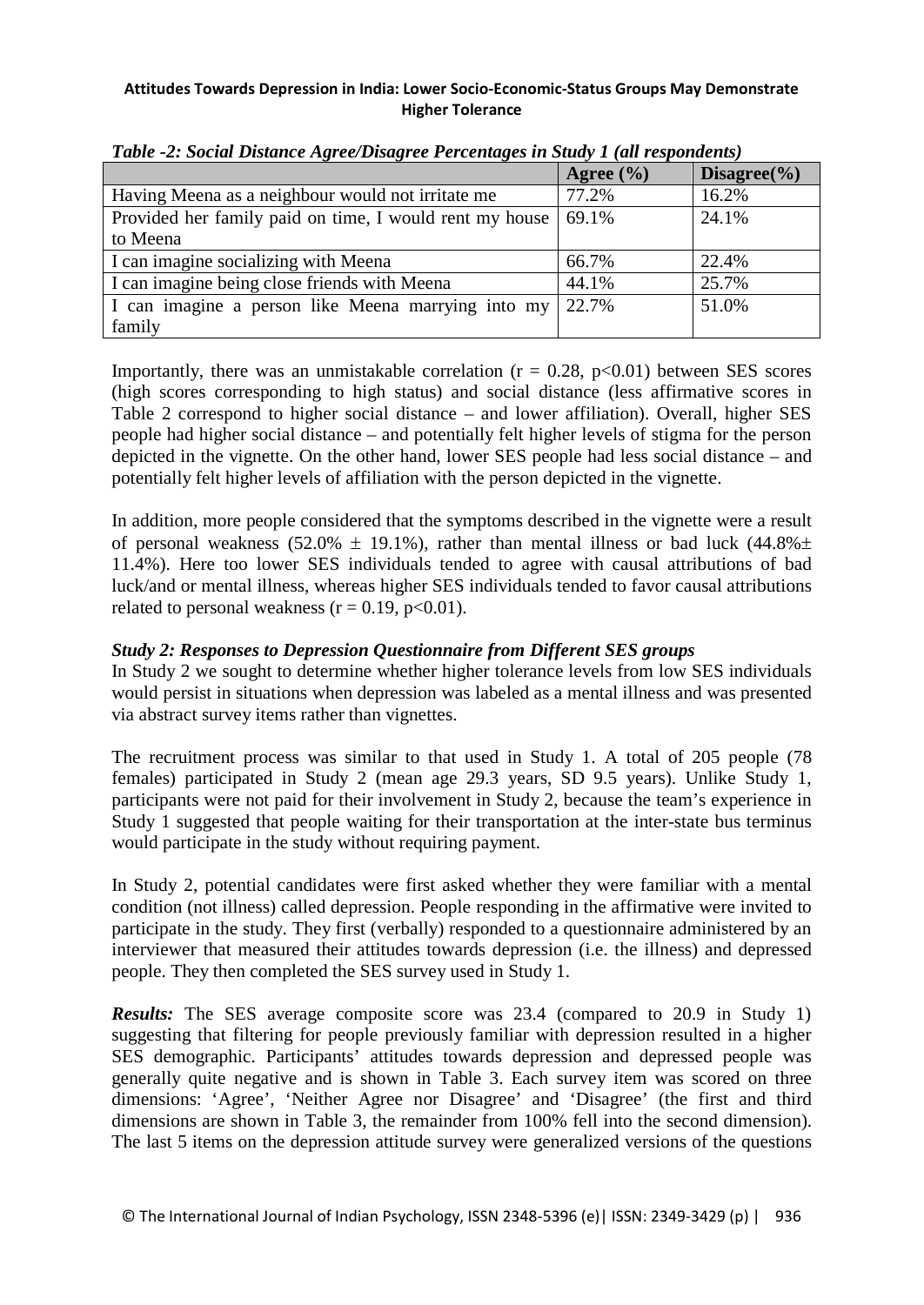*Table -2: Social Distance Agree/Disagree Percentages in Study 1 (all respondents)*

| | Agree (%) | Disagree(%) |
|---|---|---|
| Having Meena as a neighbour would not irritate me | 77.2% | 16.2% |
| Provided her family paid on time, I would rent my house to Meena | 69.1% | 24.1% |
| I can imagine socializing with Meena | 66.7% | 22.4% |
| I can imagine being close friends with Meena | 44.1% | 25.7% |
| I can imagine a person like Meena marrying into my family | 22.7% | 51.0% |

Importantly, there was an unmistakable correlation ($r = 0.28$, $p<0.01$) between SES scores (high scores corresponding to high status) and social distance (less affirmative scores in Table 2 correspond to higher social distance – and lower affiliation). Overall, higher SES people had higher social distance – and potentially felt higher levels of stigma for the person depicted in the vignette. On the other hand, lower SES people had less social distance – and potentially felt higher levels of affiliation with the person depicted in the vignette.

In addition, more people considered that the symptoms described in the vignette were a result of personal weakness ($52.0\% \pm 19.1\%$), rather than mental illness or bad luck ($44.8\% \pm 11.4\%$). Here too lower SES individuals tended to agree with causal attributions of bad luck/and or mental illness, whereas higher SES individuals tended to favor causal attributions related to personal weakness ($r = 0.19$, $p<0.01$).

### *Study 2: Responses to Depression Questionnaire from Different SES groups*

In Study 2 we sought to determine whether higher tolerance levels from low SES individuals would persist in situations when depression was labeled as a mental illness and was presented via abstract survey items rather than vignettes.

The recruitment process was similar to that used in Study 1. A total of 205 people (78 females) participated in Study 2 (mean age 29.3 years, SD 9.5 years). Unlike Study 1, participants were not paid for their involvement in Study 2, because the team's experience in Study 1 suggested that people waiting for their transportation at the inter-state bus terminus would participate in the study without requiring payment.

In Study 2, potential candidates were first asked whether they were familiar with a mental condition (not illness) called depression. People responding in the affirmative were invited to participate in the study. They first (verbally) responded to a questionnaire administered by an interviewer that measured their attitudes towards depression (i.e. the illness) and depressed people. They then completed the SES survey used in Study 1.

***Results:*** The SES average composite score was 23.4 (compared to 20.9 in Study 1) suggesting that filtering for people previously familiar with depression resulted in a higher SES demographic. Participants' attitudes towards depression and depressed people was generally quite negative and is shown in Table 3. Each survey item was scored on three dimensions: 'Agree', 'Neither Agree nor Disagree' and 'Disagree' (the first and third dimensions are shown in Table 3, the remainder from 100% fell into the second dimension). The last 5 items on the depression attitude survey were generalized versions of the questions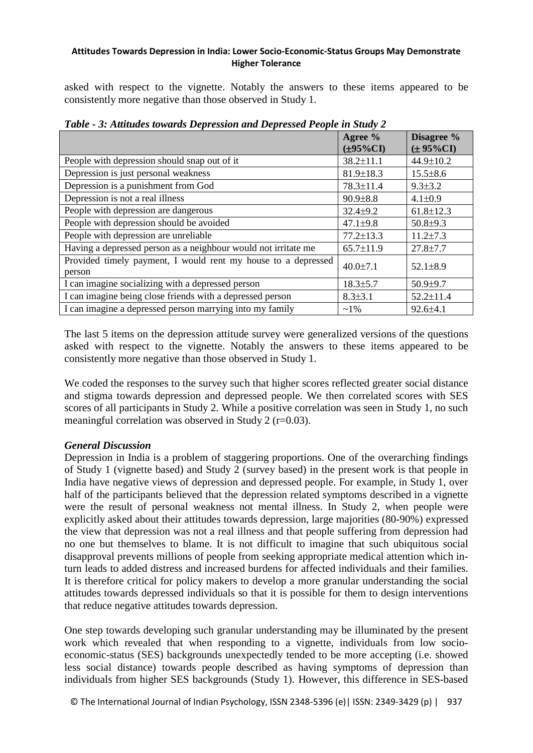asked with respect to the vignette. Notably the answers to these items appeared to be consistently more negative than those observed in Study 1.

***Table - 3: Attitudes towards Depression and Depressed People in Study 2***

| | Agree % (±95%CI) | Disagree % (± 95%CI) |
|---|---|---|
| People with depression should snap out of it | 38.2±11.1 | 44.9±10.2 |
| Depression is just personal weakness | 81.9±18.3 | 15.5±8.6 |
| Depression is a punishment from God | 78.3±11.4 | 9.3±3.2 |
| Depression is not a real illness | 90.9±8.8 | 4.1±0.9 |
| People with depression are dangerous | 32.4±9.2 | 61.8±12.3 |
| People with depression should be avoided | 47.1±9.8 | 50.8±9.3 |
| People with depression are unreliable | 77.2±13.3 | 11.2±7.3 |
| Having a depressed person as a neighbour would not irritate me | 65.7±11.9 | 27.8±7.7 |
| Provided timely payment, I would rent my house to a depressed person | 40.0±7.1 | 52.1±8.9 |
| I can imagine socializing with a depressed person | 18.3±5.7 | 50.9±9.7 |
| I can imagine being close friends with a depressed person | 8.3±3.1 | 52.2±11.4 |
| I can imagine a depressed person marrying into my family | ~1% | 92.6±4.1 |

The last 5 items on the depression attitude survey were generalized versions of the questions asked with respect to the vignette. Notably the answers to these items appeared to be consistently more negative than those observed in Study 1.

We coded the responses to the survey such that higher scores reflected greater social distance and stigma towards depression and depressed people. We then correlated scores with SES scores of all participants in Study 2. While a positive correlation was seen in Study 1, no such meaningful correlation was observed in Study 2 (r=0.03).

### *General Discussion*

Depression in India is a problem of staggering proportions. One of the overarching findings of Study 1 (vignette based) and Study 2 (survey based) in the present work is that people in India have negative views of depression and depressed people. For example, in Study 1, over half of the participants believed that the depression related symptoms described in a vignette were the result of personal weakness not mental illness. In Study 2, when people were explicitly asked about their attitudes towards depression, large majorities (80-90%) expressed the view that depression was not a real illness and that people suffering from depression had no one but themselves to blame. It is not difficult to imagine that such ubiquitous social disapproval prevents millions of people from seeking appropriate medical attention which in-turn leads to added distress and increased burdens for affected individuals and their families. It is therefore critical for policy makers to develop a more granular understanding the social attitudes towards depressed individuals so that it is possible for them to design interventions that reduce negative attitudes towards depression.

One step towards developing such granular understanding may be illuminated by the present work which revealed that when responding to a vignette, individuals from low socio-economic-status (SES) backgrounds unexpectedly tended to be more accepting (i.e. showed less social distance) towards people described as having symptoms of depression than individuals from higher SES backgrounds (Study 1). However, this difference in SES-based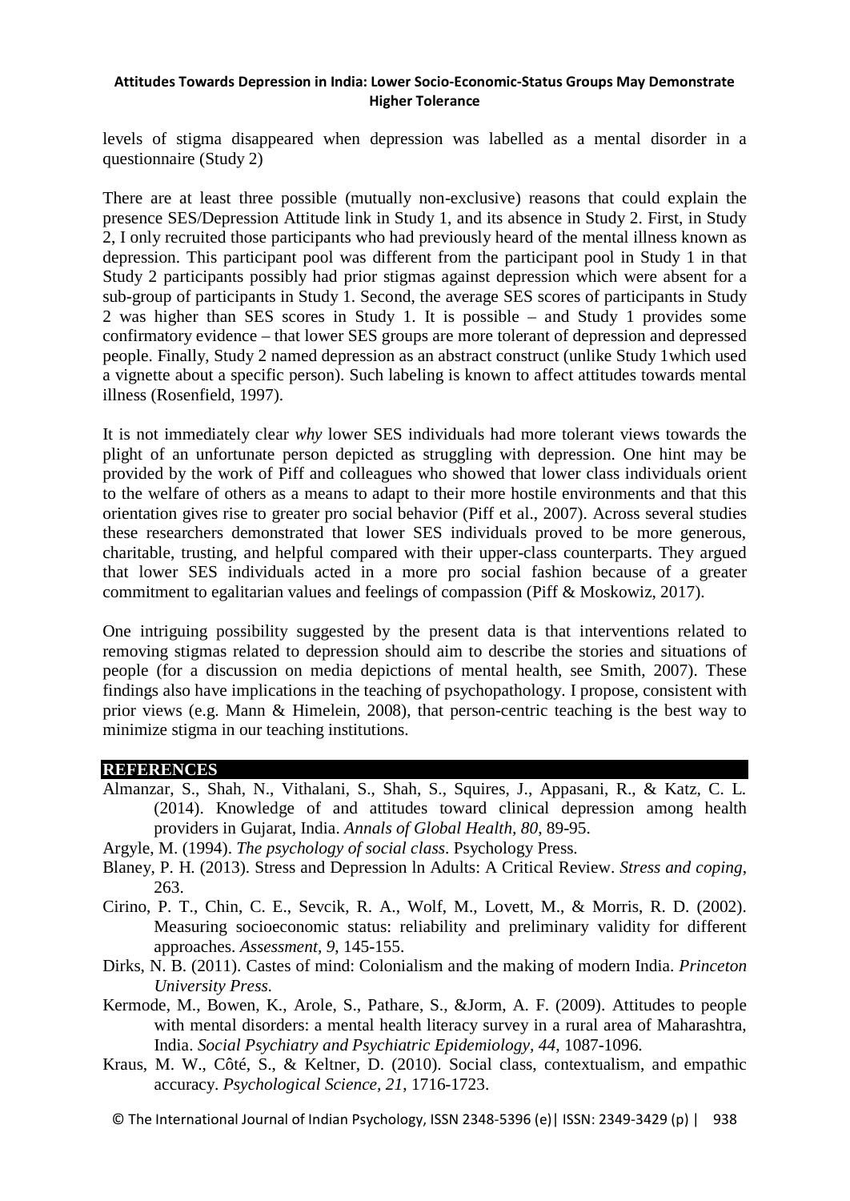levels of stigma disappeared when depression was labelled as a mental disorder in a questionnaire (Study 2)

There are at least three possible (mutually non-exclusive) reasons that could explain the presence SES/Depression Attitude link in Study 1, and its absence in Study 2. First, in Study 2, I only recruited those participants who had previously heard of the mental illness known as depression. This participant pool was different from the participant pool in Study 1 in that Study 2 participants possibly had prior stigmas against depression which were absent for a sub-group of participants in Study 1. Second, the average SES scores of participants in Study 2 was higher than SES scores in Study 1. It is possible – and Study 1 provides some confirmatory evidence – that lower SES groups are more tolerant of depression and depressed people. Finally, Study 2 named depression as an abstract construct (unlike Study 1which used a vignette about a specific person). Such labeling is known to affect attitudes towards mental illness (Rosenfield, 1997).

It is not immediately clear *why* lower SES individuals had more tolerant views towards the plight of an unfortunate person depicted as struggling with depression. One hint may be provided by the work of Piff and colleagues who showed that lower class individuals orient to the welfare of others as a means to adapt to their more hostile environments and that this orientation gives rise to greater pro social behavior (Piff et al., 2007). Across several studies these researchers demonstrated that lower SES individuals proved to be more generous, charitable, trusting, and helpful compared with their upper-class counterparts. They argued that lower SES individuals acted in a more pro social fashion because of a greater commitment to egalitarian values and feelings of compassion (Piff & Moskowiz, 2017).

One intriguing possibility suggested by the present data is that interventions related to removing stigmas related to depression should aim to describe the stories and situations of people (for a discussion on media depictions of mental health, see Smith, 2007). These findings also have implications in the teaching of psychopathology. I propose, consistent with prior views (e.g. Mann & Himelein, 2008), that person-centric teaching is the best way to minimize stigma in our teaching institutions.

## REFERENCES

Almanzar, S., Shah, N., Vithalani, S., Shah, S., Squires, J., Appasani, R., & Katz, C. L. (2014). Knowledge of and attitudes toward clinical depression among health providers in Gujarat, India. *Annals of Global Health, 80*, 89-95.

Argyle, M. (1994). *The psychology of social class*. Psychology Press.

Blaney, P. H. (2013). Stress and Depression ln Adults: A Critical Review. *Stress and coping*, 263.

Cirino, P. T., Chin, C. E., Sevcik, R. A., Wolf, M., Lovett, M., & Morris, R. D. (2002). Measuring socioeconomic status: reliability and preliminary validity for different approaches. *Assessment, 9*, 145-155.

Dirks, N. B. (2011). Castes of mind: Colonialism and the making of modern India. *Princeton University Press.*

Kermode, M., Bowen, K., Arole, S., Pathare, S., &Jorm, A. F. (2009). Attitudes to people with mental disorders: a mental health literacy survey in a rural area of Maharashtra, India. *Social Psychiatry and Psychiatric Epidemiology, 44*, 1087-1096.

Kraus, M. W., Côté, S., & Keltner, D. (2010). Social class, contextualism, and empathic accuracy. *Psychological Science, 21*, 1716-1723.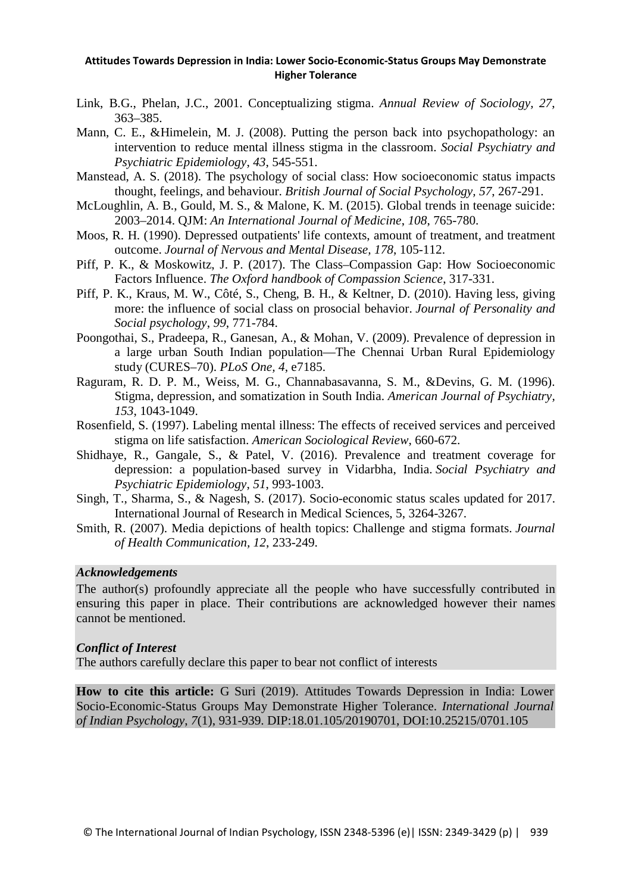Link, B.G., Phelan, J.C., 2001. Conceptualizing stigma. *Annual Review of Sociology*, *27*, 363–385.

Mann, C. E., &Himelein, M. J. (2008). Putting the person back into psychopathology: an intervention to reduce mental illness stigma in the classroom. *Social Psychiatry and Psychiatric Epidemiology*, *43*, 545-551.

Manstead, A. S. (2018). The psychology of social class: How socioeconomic status impacts thought, feelings, and behaviour. *British Journal of Social Psychology*, *57*, 267-291.

McLoughlin, A. B., Gould, M. S., & Malone, K. M. (2015). Global trends in teenage suicide: 2003–2014. QJM: *An International Journal of Medicine*, *108*, 765-780.

Moos, R. H. (1990). Depressed outpatients' life contexts, amount of treatment, and treatment outcome. *Journal of Nervous and Mental Disease, 178*, 105-112.

Piff, P. K., & Moskowitz, J. P. (2017). The Class–Compassion Gap: How Socioeconomic Factors Influence. *The Oxford handbook of Compassion Science*, 317-331.

Piff, P. K., Kraus, M. W., Côté, S., Cheng, B. H., & Keltner, D. (2010). Having less, giving more: the influence of social class on prosocial behavior. *Journal of Personality and Social psychology*, *99*, 771-784.

Poongothai, S., Pradeepa, R., Ganesan, A., & Mohan, V. (2009). Prevalence of depression in a large urban South Indian population—The Chennai Urban Rural Epidemiology study (CURES–70). *PLoS One, 4*, e7185.

Raguram, R. D. P. M., Weiss, M. G., Channabasavanna, S. M., &Devins, G. M. (1996). Stigma, depression, and somatization in South India. *American Journal of Psychiatry*, *153*, 1043-1049.

Rosenfield, S. (1997). Labeling mental illness: The effects of received services and perceived stigma on life satisfaction. *American Sociological Review*, 660-672.

Shidhaye, R., Gangale, S., & Patel, V. (2016). Prevalence and treatment coverage for depression: a population-based survey in Vidarbha, India. *Social Psychiatry and Psychiatric Epidemiology*, *51*, 993-1003.

Singh, T., Sharma, S., & Nagesh, S. (2017). Socio-economic status scales updated for 2017. International Journal of Research in Medical Sciences, 5, 3264-3267.

Smith, R. (2007). Media depictions of health topics: Challenge and stigma formats. *Journal of Health Communication, 12*, 233-249.

***Acknowledgements***

The author(s) profoundly appreciate all the people who have successfully contributed in ensuring this paper in place. Their contributions are acknowledged however their names cannot be mentioned.

***Conflict of Interest***

The authors carefully declare this paper to bear not conflict of interests

**How to cite this article:** G Suri (2019). Attitudes Towards Depression in India: Lower Socio-Economic-Status Groups May Demonstrate Higher Tolerance. *International Journal of Indian Psychology*, *7*(1), 931-939. DIP:18.01.105/20190701, DOI:10.25215/0701.105